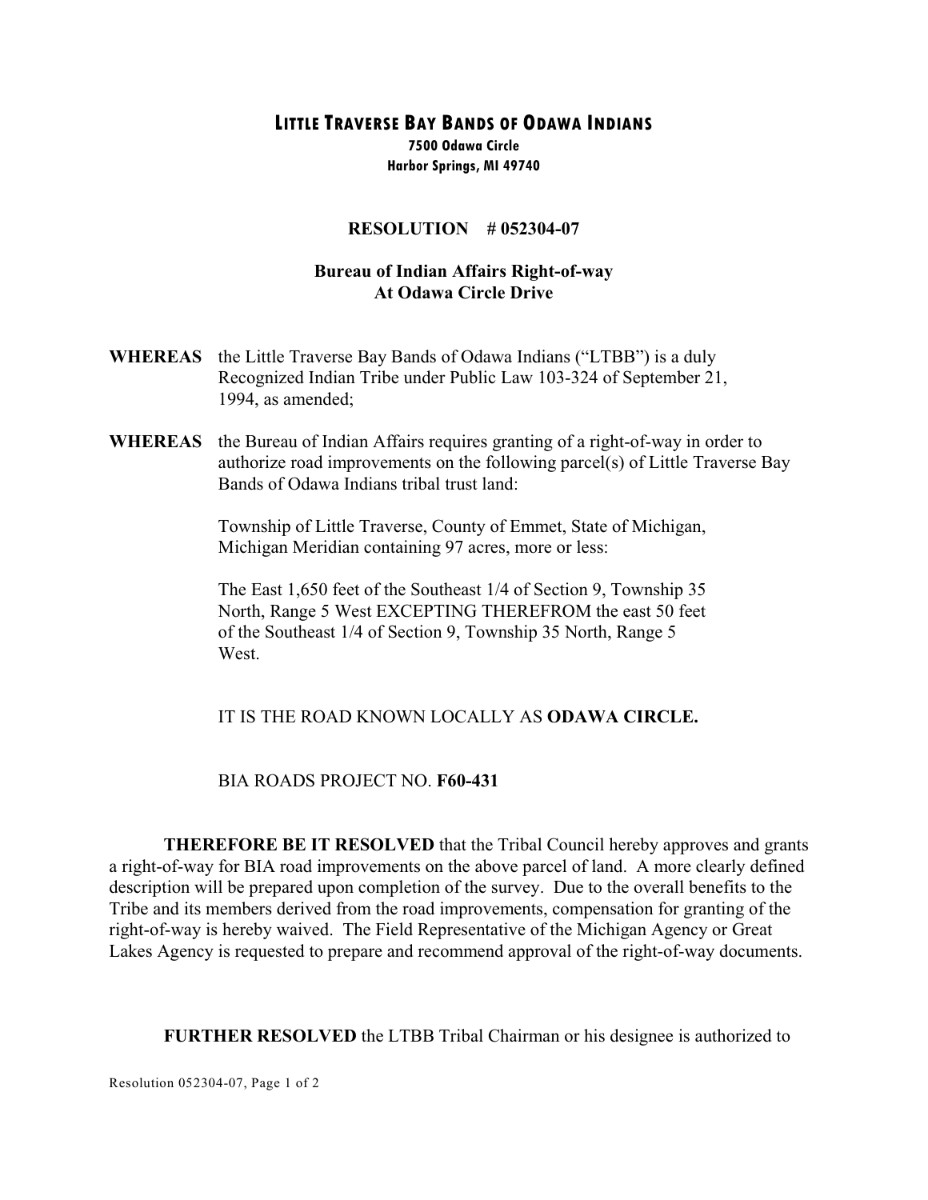# LITTLE TRAVERSE BAY BANDS OF ODAWA INDIANS

**7500 Odawa Circle**
**Harbor Springs, MI 49740**

## RESOLUTION # 052304-07

### Bureau of Indian Affairs Right-of-way At Odawa Circle Drive

**WHEREAS** the Little Traverse Bay Bands of Odawa Indians ("LTBB") is a duly Recognized Indian Tribe under Public Law 103-324 of September 21, 1994, as amended;

**WHEREAS** the Bureau of Indian Affairs requires granting of a right-of-way in order to authorize road improvements on the following parcel(s) of Little Traverse Bay Bands of Odawa Indians tribal trust land:

Township of Little Traverse, County of Emmet, State of Michigan, Michigan Meridian containing 97 acres, more or less:

The East 1,650 feet of the Southeast 1/4 of Section 9, Township 35 North, Range 5 West EXCEPTING THEREFROM the east 50 feet of the Southeast 1/4 of Section 9, Township 35 North, Range 5 West.

IT IS THE ROAD KNOWN LOCALLY AS **ODAWA CIRCLE.**

BIA ROADS PROJECT NO. **F60-431**

**THEREFORE BE IT RESOLVED** that the Tribal Council hereby approves and grants a right-of-way for BIA road improvements on the above parcel of land. A more clearly defined description will be prepared upon completion of the survey. Due to the overall benefits to the Tribe and its members derived from the road improvements, compensation for granting of the right-of-way is hereby waived. The Field Representative of the Michigan Agency or Great Lakes Agency is requested to prepare and recommend approval of the right-of-way documents.

**FURTHER RESOLVED** the LTBB Tribal Chairman or his designee is authorized to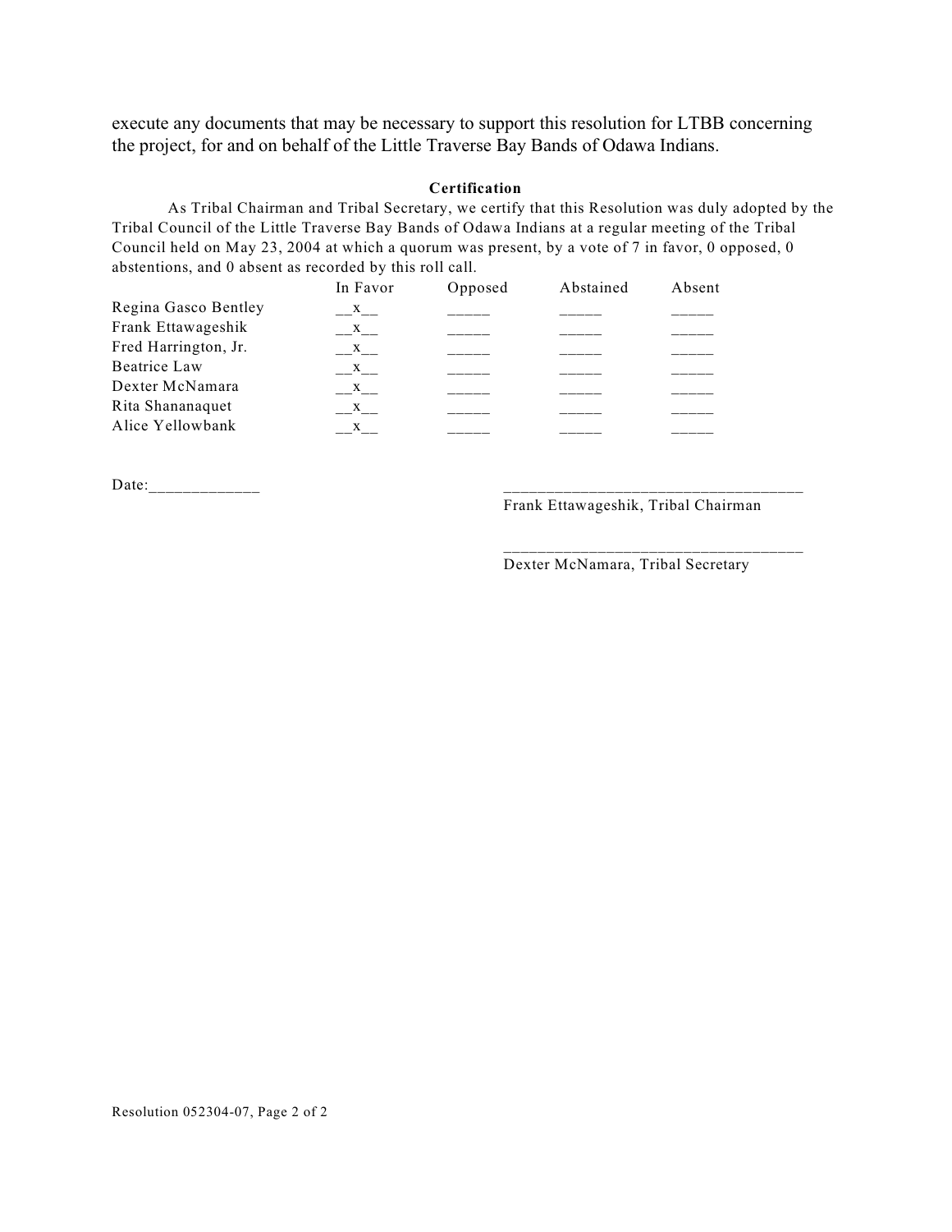execute any documents that may be necessary to support this resolution for LTBB concerning the project, for and on behalf of the Little Traverse Bay Bands of Odawa Indians.

**Certification**

As Tribal Chairman and Tribal Secretary, we certify that this Resolution was duly adopted by the Tribal Council of the Little Traverse Bay Bands of Odawa Indians at a regular meeting of the Tribal Council held on May 23, 2004 at which a quorum was present, by a vote of 7 in favor, 0 opposed, 0 abstentions, and 0 absent as recorded by this roll call.

| | In Favor | Opposed | Abstained | Absent |
|---|---|---|---|---|
| Regina Gasco Bentley | \_\_x\_\_ | \_\_\_\_\_ | \_\_\_\_\_ | \_\_\_\_\_ |
| Frank Ettawageshik | \_\_x\_\_ | \_\_\_\_\_ | \_\_\_\_\_ | \_\_\_\_\_ |
| Fred Harrington, Jr. | \_\_x\_\_ | \_\_\_\_\_ | \_\_\_\_\_ | \_\_\_\_\_ |
| Beatrice Law | \_\_x\_\_ | \_\_\_\_\_ | \_\_\_\_\_ | \_\_\_\_\_ |
| Dexter McNamara | \_\_x\_\_ | \_\_\_\_\_ | \_\_\_\_\_ | \_\_\_\_\_ |
| Rita Shananaquet | \_\_x\_\_ | \_\_\_\_\_ | \_\_\_\_\_ | \_\_\_\_\_ |
| Alice Yellowbank | \_\_x\_\_ | \_\_\_\_\_ | \_\_\_\_\_ | \_\_\_\_\_ |

Date:\_\_\_\_\_\_\_\_\_\_\_\_\_

\_\_\_\_\_\_\_\_\_\_\_\_\_\_\_\_\_\_\_\_\_\_\_\_\_\_\_\_\_\_\_\_\_\_\_
Frank Ettawageshik, Tribal Chairman

\_\_\_\_\_\_\_\_\_\_\_\_\_\_\_\_\_\_\_\_\_\_\_\_\_\_\_\_\_\_\_\_\_\_\_
Dexter McNamara, Tribal Secretary

Resolution 052304-07